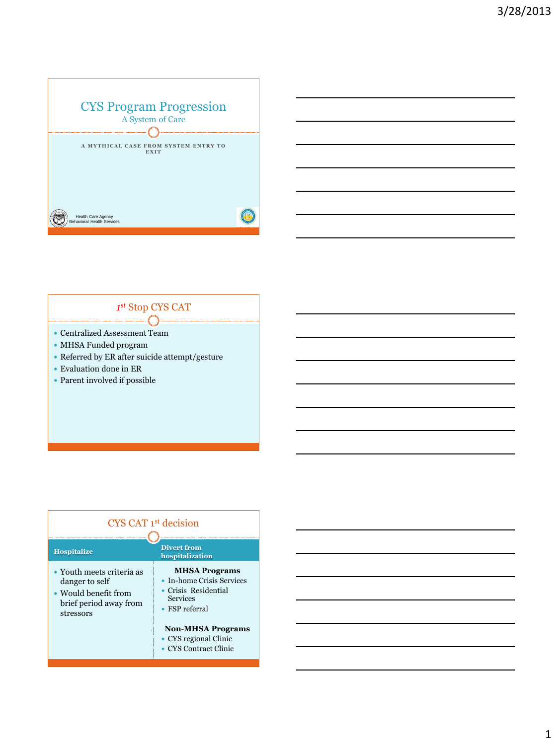# CYS Program Progression

A System of Care

A MYTHICAL CASE FROM SYSTEM ENTRY TO EXIT

Health Care Agency
Behavioral Health Services

## 1st Stop CYS CAT

- Centralized Assessment Team
- MHSA Funded program
- Referred by ER after suicide attempt/gesture
- Evaluation done in ER
- Parent involved if possible

## CYS CAT 1st decision

| Hospitalize | Divert from hospitalization |
| --- | --- |
| • Youth meets criteria as danger to self<br>• Would benefit from brief period away from stressors | **MHSA Programs**<br>• In-home Crisis Services<br>• Crisis Residential Services<br>• FSP referral<br><br>**Non-MHSA Programs**<br>• CYS regional Clinic<br>• CYS Contract Clinic |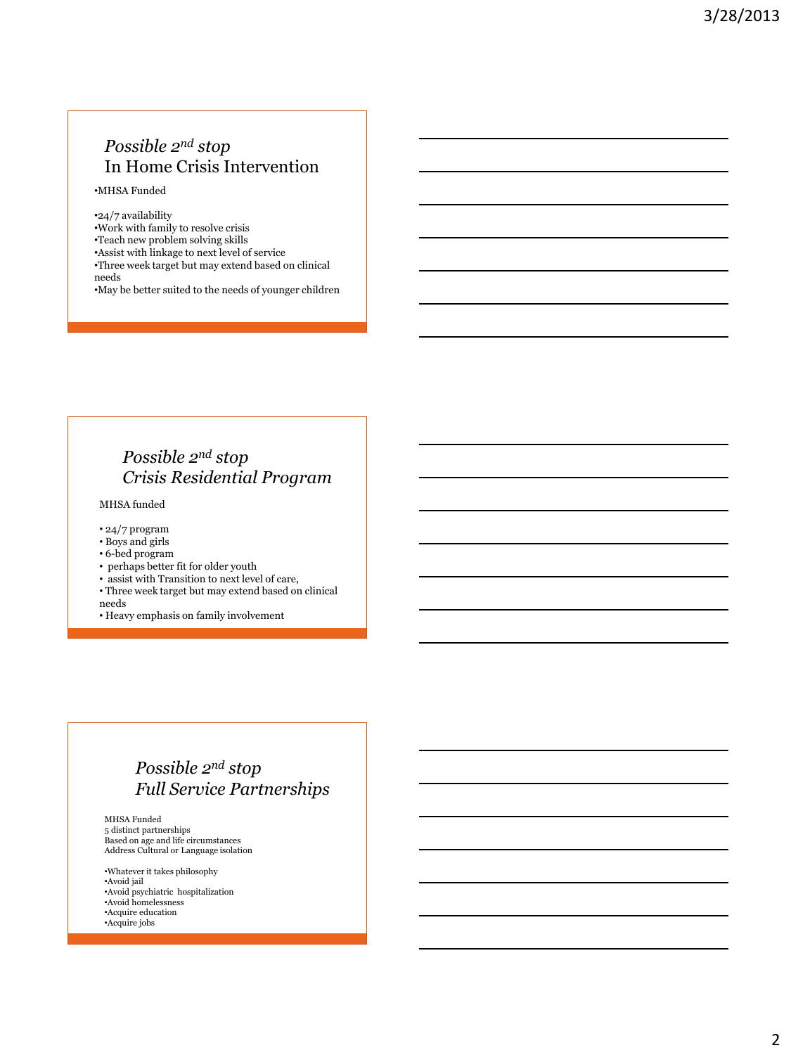## *Possible 2nd stop*
## In Home Crisis Intervention

- MHSA Funded

- 24/7 availability
- Work with family to resolve crisis
- Teach new problem solving skills
- Assist with linkage to next level of service
- Three week target but may extend based on clinical needs
- May be better suited to the needs of younger children

## *Possible 2nd stop*
## *Crisis Residential Program*

MHSA funded

- 24/7 program
- Boys and girls
- 6-bed program
- perhaps better fit for older youth
- assist with Transition to next level of care,
- Three week target but may extend based on clinical needs
- Heavy emphasis on family involvement

## *Possible 2nd stop*
## *Full Service Partnerships*

MHSA Funded
5 distinct partnerships
Based on age and life circumstances
Address Cultural or Language isolation

- Whatever it takes philosophy
- Avoid jail
- Avoid psychiatric hospitalization
- Avoid homelessness
- Acquire education
- Acquire jobs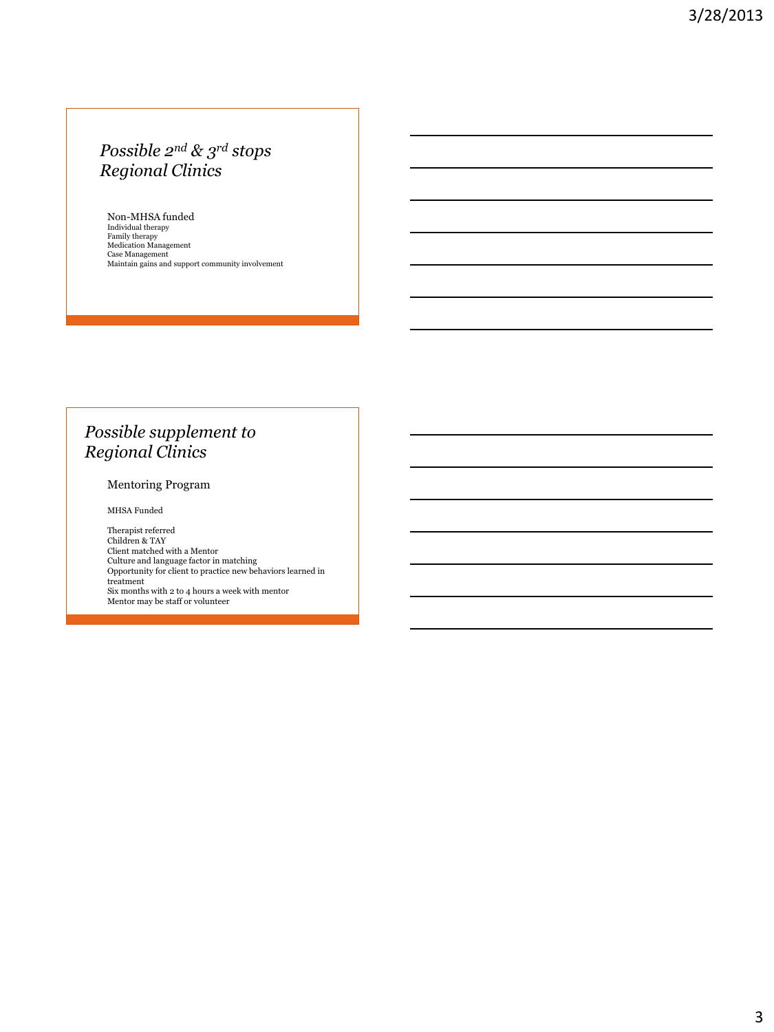## *Possible 2nd & 3rd stops Regional Clinics*

Non-MHSA funded

Individual therapy
Family therapy
Medication Management
Case Management
Maintain gains and support community involvement

## *Possible supplement to Regional Clinics*

Mentoring Program

MHSA Funded

Therapist referred
Children & TAY
Client matched with a Mentor
Culture and language factor in matching
Opportunity for client to practice new behaviors learned in treatment
Six months with 2 to 4 hours a week with mentor
Mentor may be staff or volunteer